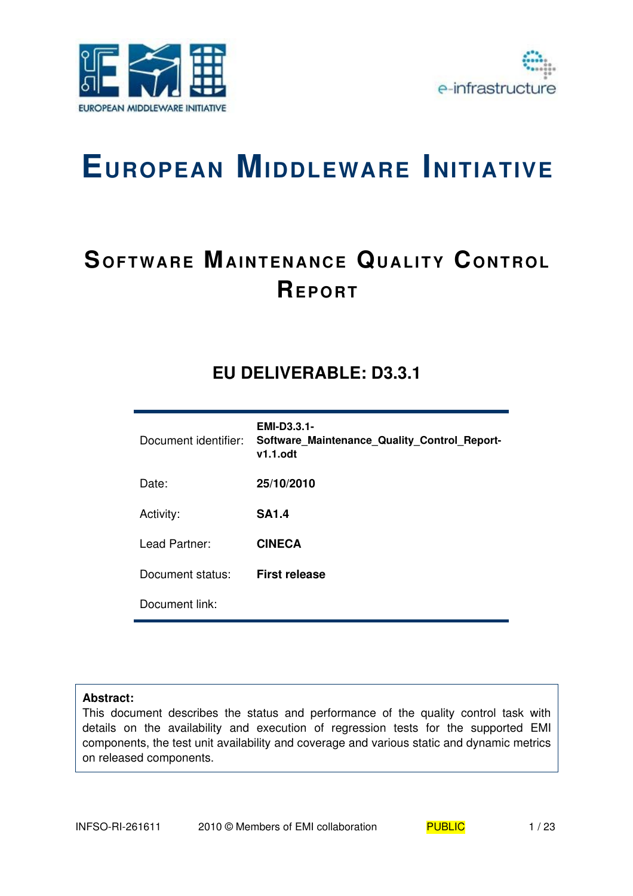# EUROPEAN MIDDLEWARE INITIATIVE

## SOFTWARE MAINTENANCE QUALITY CONTROL REPORT

### EU DELIVERABLE: D3.3.1

| | |
|---|---|
| Document identifier: | **EMI-D3.3.1-Software_Maintenance_Quality_Control_Report-v1.1.odt** |
| Date: | **25/10/2010** |
| Activity: | **SA1.4** |
| Lead Partner: | **CINECA** |
| Document status: | **First release** |
| Document link: | |

**Abstract:**
This document describes the status and performance of the quality control task with details on the availability and execution of regression tests for the supported EMI components, the test unit availability and coverage and various static and dynamic metrics on released components.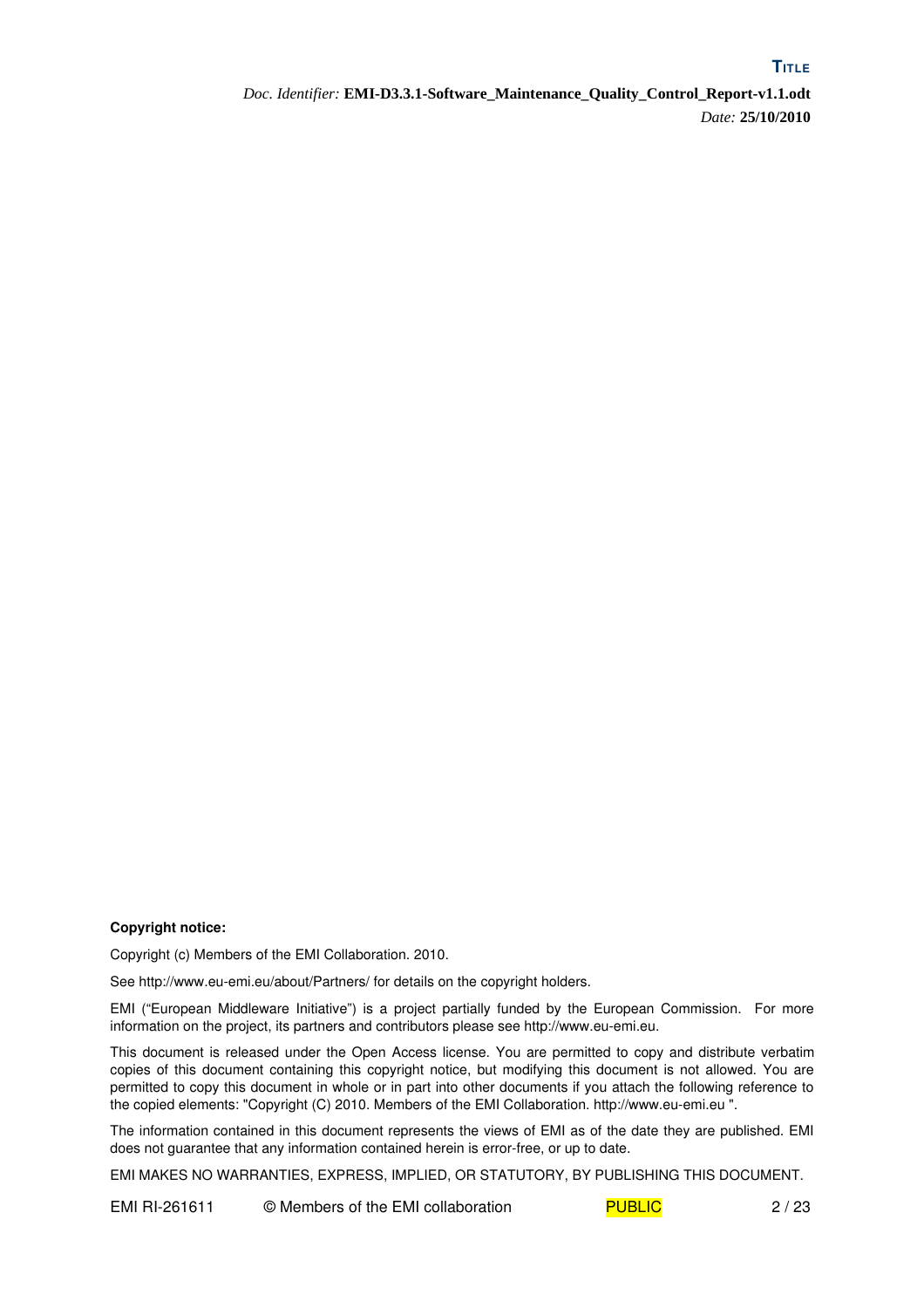**Copyright notice:**

Copyright (c) Members of the EMI Collaboration. 2010.

See http://www.eu-emi.eu/about/Partners/ for details on the copyright holders.

EMI ("European Middleware Initiative") is a project partially funded by the European Commission. For more information on the project, its partners and contributors please see http://www.eu-emi.eu.

This document is released under the Open Access license. You are permitted to copy and distribute verbatim copies of this document containing this copyright notice, but modifying this document is not allowed. You are permitted to copy this document in whole or in part into other documents if you attach the following reference to the copied elements: "Copyright (C) 2010. Members of the EMI Collaboration. http://www.eu-emi.eu ".

The information contained in this document represents the views of EMI as of the date they are published. EMI does not guarantee that any information contained herein is error-free, or up to date.

EMI MAKES NO WARRANTIES, EXPRESS, IMPLIED, OR STATUTORY, BY PUBLISHING THIS DOCUMENT.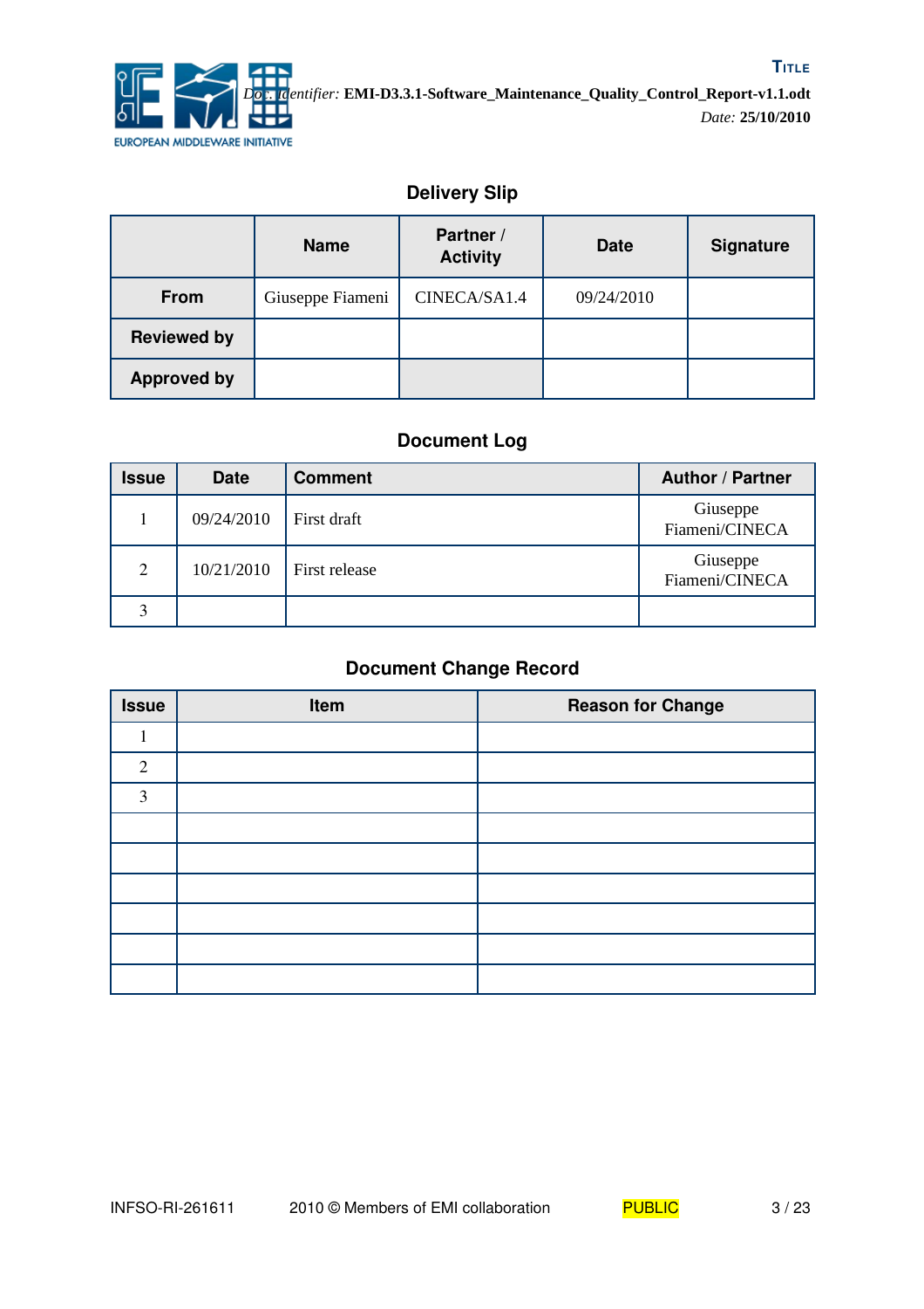## Delivery Slip

| | Name | Partner / Activity | Date | Signature |
|---|---|---|---|---|
| **From** | Giuseppe Fiameni | CINECA/SA1.4 | 09/24/2010 | |
| **Reviewed by** | | | | |
| **Approved by** | | | | |

## Document Log

| Issue | Date | Comment | Author / Partner |
|---|---|---|---|
| 1 | 09/24/2010 | First draft | Giuseppe Fiameni/CINECA |
| 2 | 10/21/2010 | First release | Giuseppe Fiameni/CINECA |
| 3 | | | |

## Document Change Record

| Issue | Item | Reason for Change |
|---|---|---|
| 1 | | |
| 2 | | |
| 3 | | |
| | | |
| | | |
| | | |
| | | |
| | | |
| | | |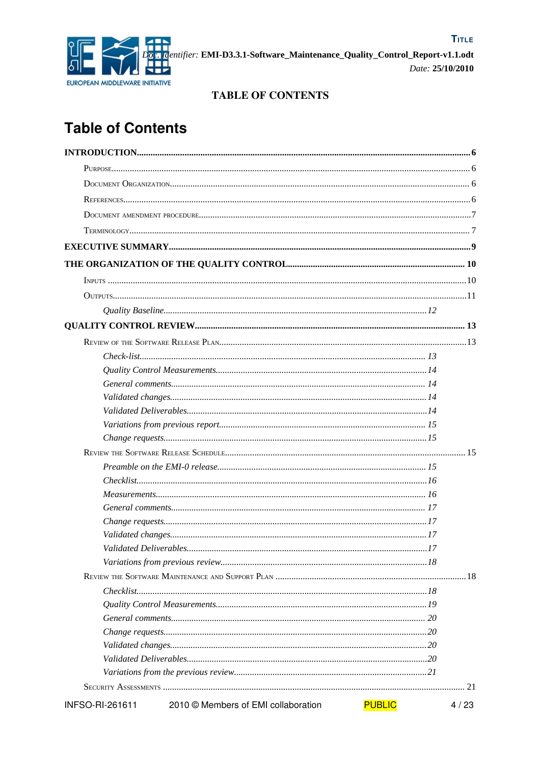# Table of Contents

**INTRODUCTION**......6

- Purpose......6
- Document Organization......6
- References......6
- Document amendment procedure......7
- Terminology......7

**EXECUTIVE SUMMARY**......9

**THE ORGANIZATION OF THE QUALITY CONTROL**......10

- Inputs......10
- Outputs......11
  - *Quality Baseline*......12

**QUALITY CONTROL REVIEW**......13

- Review of the Software Release Plan......13
  - *Check-list*......13
  - *Quality Control Measurements*......14
  - *General comments*......14
  - *Validated changes*......14
  - *Validated Deliverables*......14
  - *Variations from previous report*......15
  - *Change requests*......15
- Review the Software Release Schedule......15
  - *Preamble on the EMI-0 release*......15
  - *Checklist*......16
  - *Measurements*......16
  - *General comments*......17
  - *Change requests*......17
  - *Validated changes*......17
  - *Validated Deliverables*......17
  - *Variations from previous review*......18
- Review the Software Maintenance and Support Plan......18
  - *Checklist*......18
  - *Quality Control Measurements*......19
  - *General comments*......20
  - *Change requests*......20
  - *Validated changes*......20
  - *Validated Deliverables*......20
  - *Variations from the previous review*......21
- Security Assessments......21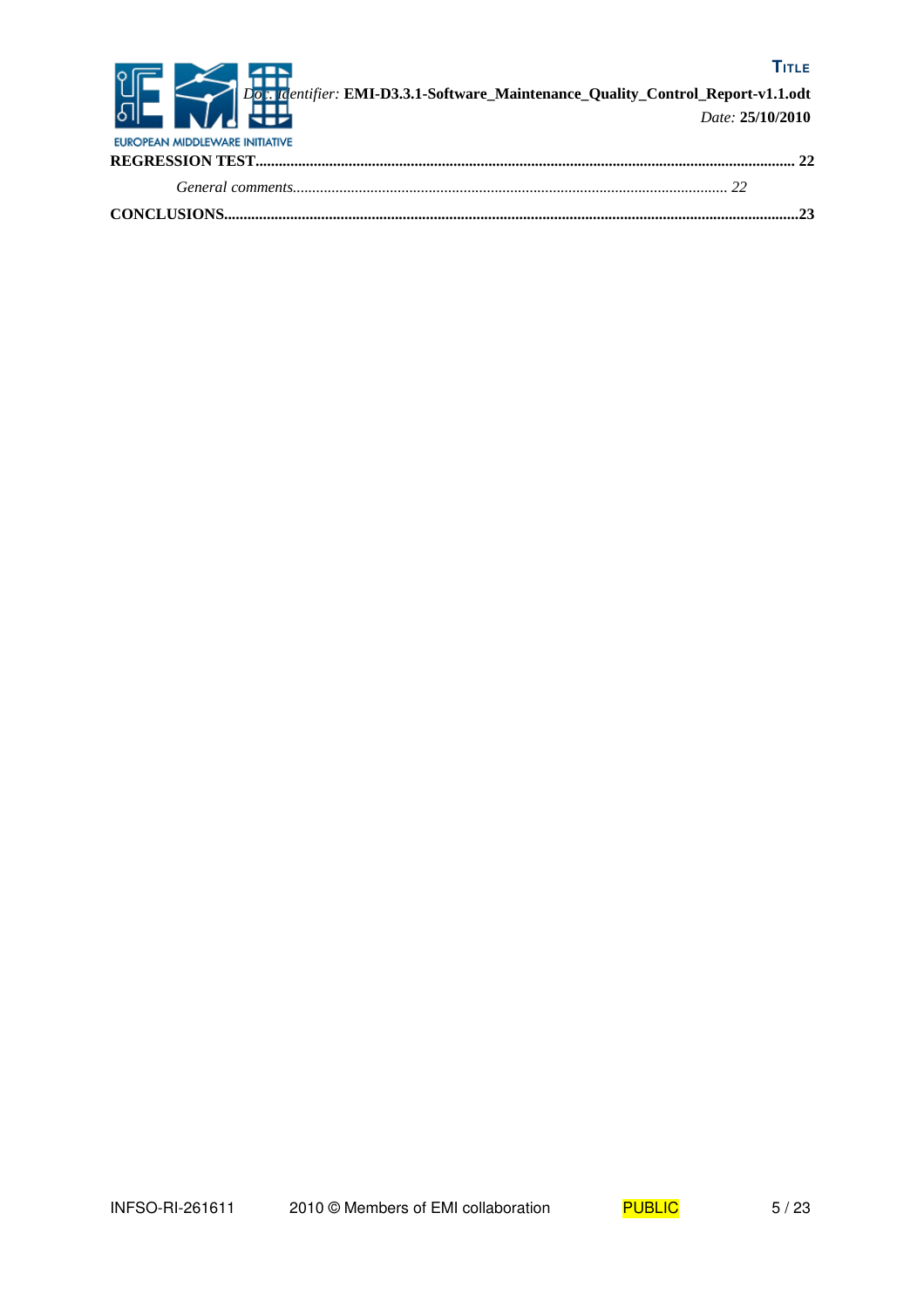**REGRESSION TEST**......................................................................................................................................... **22**

*General comments*.............................................................................................................. *22*

**CONCLUSIONS**.................................................................................................................................................**23**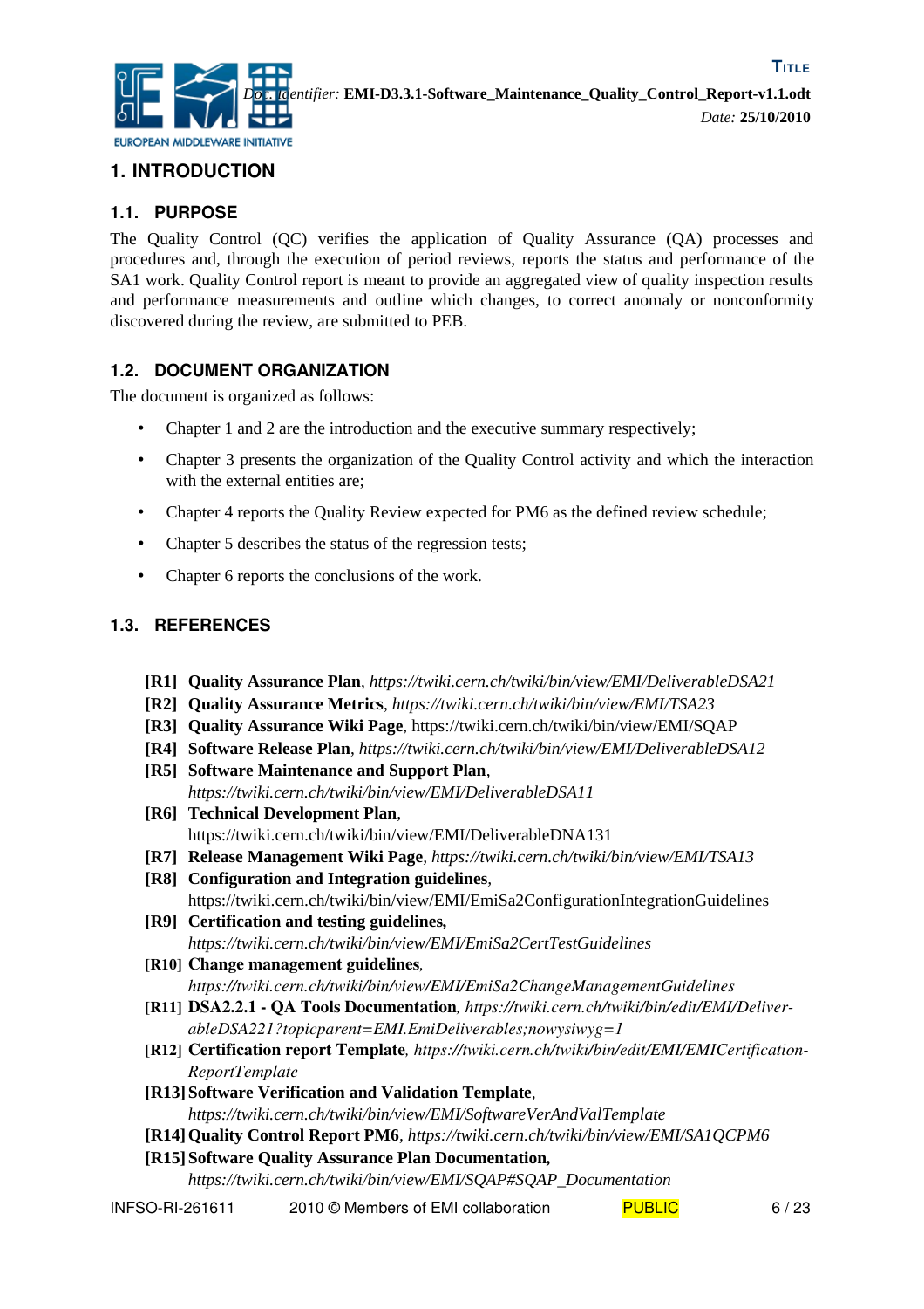# 1. INTRODUCTION

## 1.1. PURPOSE

The Quality Control (QC) verifies the application of Quality Assurance (QA) processes and procedures and, through the execution of period reviews, reports the status and performance of the SA1 work. Quality Control report is meant to provide an aggregated view of quality inspection results and performance measurements and outline which changes, to correct anomaly or nonconformity discovered during the review, are submitted to PEB.

## 1.2. DOCUMENT ORGANIZATION

The document is organized as follows:

- Chapter 1 and 2 are the introduction and the executive summary respectively;
- Chapter 3 presents the organization of the Quality Control activity and which the interaction with the external entities are;
- Chapter 4 reports the Quality Review expected for PM6 as the defined review schedule;
- Chapter 5 describes the status of the regression tests;
- Chapter 6 reports the conclusions of the work.

## 1.3. REFERENCES

- **[R1] Quality Assurance Plan**, *https://twiki.cern.ch/twiki/bin/view/EMI/DeliverableDSA21*
- **[R2] Quality Assurance Metrics**, *https://twiki.cern.ch/twiki/bin/view/EMI/TSA23*
- **[R3] Quality Assurance Wiki Page**, https://twiki.cern.ch/twiki/bin/view/EMI/SQAP
- **[R4] Software Release Plan**, *https://twiki.cern.ch/twiki/bin/view/EMI/DeliverableDSA12*
- **[R5] Software Maintenance and Support Plan**, *https://twiki.cern.ch/twiki/bin/view/EMI/DeliverableDSA11*
- **[R6] Technical Development Plan**, https://twiki.cern.ch/twiki/bin/view/EMI/DeliverableDNA131
- **[R7] Release Management Wiki Page**, *https://twiki.cern.ch/twiki/bin/view/EMI/TSA13*
- **[R8] Configuration and Integration guidelines**, https://twiki.cern.ch/twiki/bin/view/EMI/EmiSa2ConfigurationIntegrationGuidelines
- **[R9] Certification and testing guidelines,** *https://twiki.cern.ch/twiki/bin/view/EMI/EmiSa2CertTestGuidelines*
- **[R10] Change management guidelines**, *https://twiki.cern.ch/twiki/bin/view/EMI/EmiSa2ChangeManagementGuidelines*
- **[R11] DSA2.2.1 - QA Tools Documentation**, *https://twiki.cern.ch/twiki/bin/edit/EMI/DeliverableDSA221?topicparent=EMI.EmiDeliverables;nowysiwyg=1*
- **[R12] Certification report Template**, *https://twiki.cern.ch/twiki/bin/edit/EMI/EMICertificationReportTemplate*
- **[R13] Software Verification and Validation Template**, *https://twiki.cern.ch/twiki/bin/view/EMI/SoftwareVerAndValTemplate*
- **[R14] Quality Control Report PM6**, *https://twiki.cern.ch/twiki/bin/view/EMI/SA1QCPM6*
- **[R15] Software Quality Assurance Plan Documentation,** *https://twiki.cern.ch/twiki/bin/view/EMI/SQAP#SQAP_Documentation*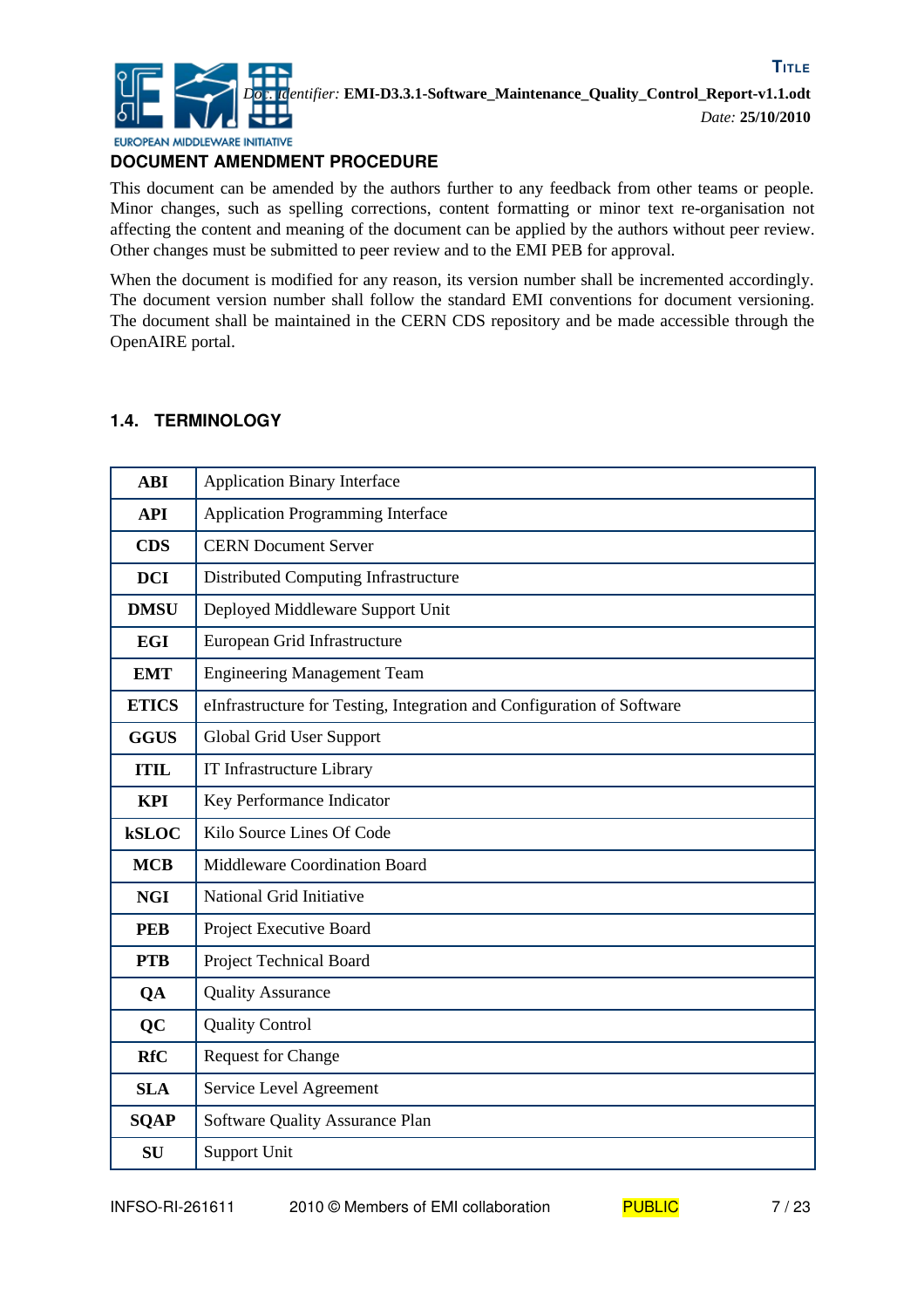## DOCUMENT AMENDMENT PROCEDURE

This document can be amended by the authors further to any feedback from other teams or people. Minor changes, such as spelling corrections, content formatting or minor text re-organisation not affecting the content and meaning of the document can be applied by the authors without peer review. Other changes must be submitted to peer review and to the EMI PEB for approval.

When the document is modified for any reason, its version number shall be incremented accordingly. The document version number shall follow the standard EMI conventions for document versioning. The document shall be maintained in the CERN CDS repository and be made accessible through the OpenAIRE portal.

### 1.4. TERMINOLOGY

| | |
|---|---|
| **ABI** | Application Binary Interface |
| **API** | Application Programming Interface |
| **CDS** | CERN Document Server |
| **DCI** | Distributed Computing Infrastructure |
| **DMSU** | Deployed Middleware Support Unit |
| **EGI** | European Grid Infrastructure |
| **EMT** | Engineering Management Team |
| **ETICS** | eInfrastructure for Testing, Integration and Configuration of Software |
| **GGUS** | Global Grid User Support |
| **ITIL** | IT Infrastructure Library |
| **KPI** | Key Performance Indicator |
| **kSLOC** | Kilo Source Lines Of Code |
| **MCB** | Middleware Coordination Board |
| **NGI** | National Grid Initiative |
| **PEB** | Project Executive Board |
| **PTB** | Project Technical Board |
| **QA** | Quality Assurance |
| **QC** | Quality Control |
| **RfC** | Request for Change |
| **SLA** | Service Level Agreement |
| **SQAP** | Software Quality Assurance Plan |
| **SU** | Support Unit |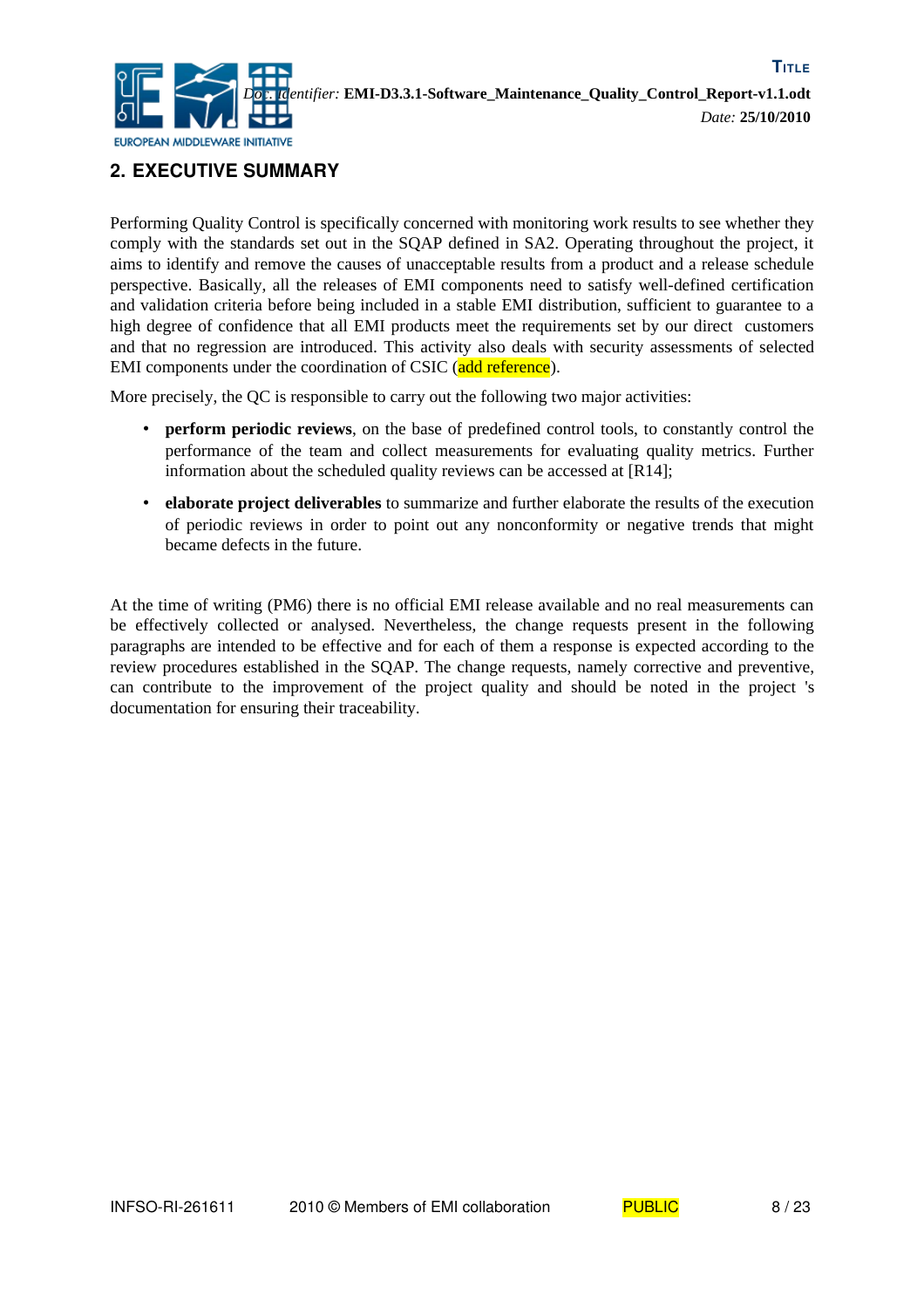## 2. EXECUTIVE SUMMARY

Performing Quality Control is specifically concerned with monitoring work results to see whether they comply with the standards set out in the SQAP defined in SA2. Operating throughout the project, it aims to identify and remove the causes of unacceptable results from a product and a release schedule perspective. Basically, all the releases of EMI components need to satisfy well-defined certification and validation criteria before being included in a stable EMI distribution, sufficient to guarantee to a high degree of confidence that all EMI products meet the requirements set by our direct customers and that no regression are introduced. This activity also deals with security assessments of selected EMI components under the coordination of CSIC (add reference).

More precisely, the QC is responsible to carry out the following two major activities:

- **perform periodic reviews**, on the base of predefined control tools, to constantly control the performance of the team and collect measurements for evaluating quality metrics. Further information about the scheduled quality reviews can be accessed at [R14];
- **elaborate project deliverables** to summarize and further elaborate the results of the execution of periodic reviews in order to point out any nonconformity or negative trends that might became defects in the future.

At the time of writing (PM6) there is no official EMI release available and no real measurements can be effectively collected or analysed. Nevertheless, the change requests present in the following paragraphs are intended to be effective and for each of them a response is expected according to the review procedures established in the SQAP. The change requests, namely corrective and preventive, can contribute to the improvement of the project quality and should be noted in the project 's documentation for ensuring their traceability.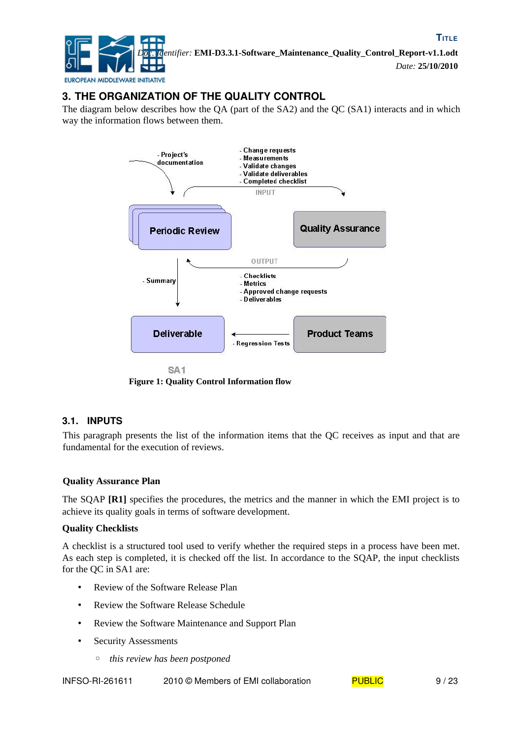# 3. THE ORGANIZATION OF THE QUALITY CONTROL

The diagram below describes how the QA (part of the SA2) and the QC (SA1) interacts and in which way the information flows between them.

Figure 1: Quality Control Information flow

## 3.1. INPUTS

This paragraph presents the list of the information items that the QC receives as input and that are fundamental for the execution of reviews.

**Quality Assurance Plan**

The SQAP **[R1]** specifies the procedures, the metrics and the manner in which the EMI project is to achieve its quality goals in terms of software development.

**Quality Checklists**

A checklist is a structured tool used to verify whether the required steps in a process have been met. As each step is completed, it is checked off the list. In accordance to the SQAP, the input checklists for the QC in SA1 are:

- Review of the Software Release Plan
- Review the Software Release Schedule
- Review the Software Maintenance and Support Plan
- Security Assessments
  - *this review has been postponed*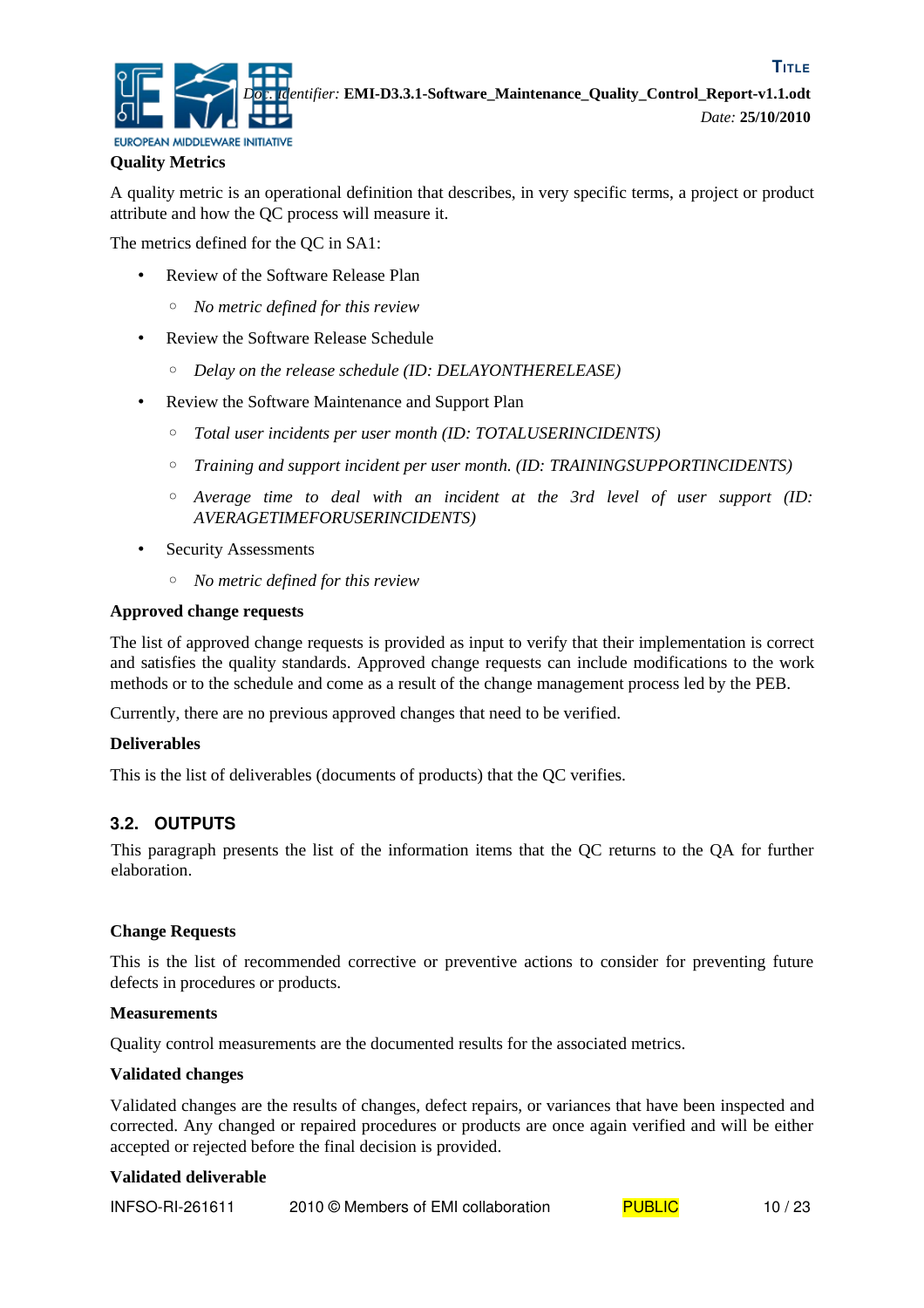**Quality Metrics**

A quality metric is an operational definition that describes, in very specific terms, a project or product attribute and how the QC process will measure it.

The metrics defined for the QC in SA1:

- Review of the Software Release Plan
  - *No metric defined for this review*
- Review the Software Release Schedule
  - *Delay on the release schedule (ID: DELAYONTHERELEASE)*
- Review the Software Maintenance and Support Plan
  - *Total user incidents per user month (ID: TOTALUSERINCIDENTS)*
  - *Training and support incident per user month. (ID: TRAININGSUPPORTINCIDENTS)*
  - *Average time to deal with an incident at the 3rd level of user support (ID: AVERAGETIMEFORUSERINCIDENTS)*
- Security Assessments
  - *No metric defined for this review*

**Approved change requests**

The list of approved change requests is provided as input to verify that their implementation is correct and satisfies the quality standards. Approved change requests can include modifications to the work methods or to the schedule and come as a result of the change management process led by the PEB.

Currently, there are no previous approved changes that need to be verified.

**Deliverables**

This is the list of deliverables (documents of products) that the QC verifies.

## 3.2. OUTPUTS

This paragraph presents the list of the information items that the QC returns to the QA for further elaboration.

**Change Requests**

This is the list of recommended corrective or preventive actions to consider for preventing future defects in procedures or products.

**Measurements**

Quality control measurements are the documented results for the associated metrics.

**Validated changes**

Validated changes are the results of changes, defect repairs, or variances that have been inspected and corrected. Any changed or repaired procedures or products are once again verified and will be either accepted or rejected before the final decision is provided.

**Validated deliverable**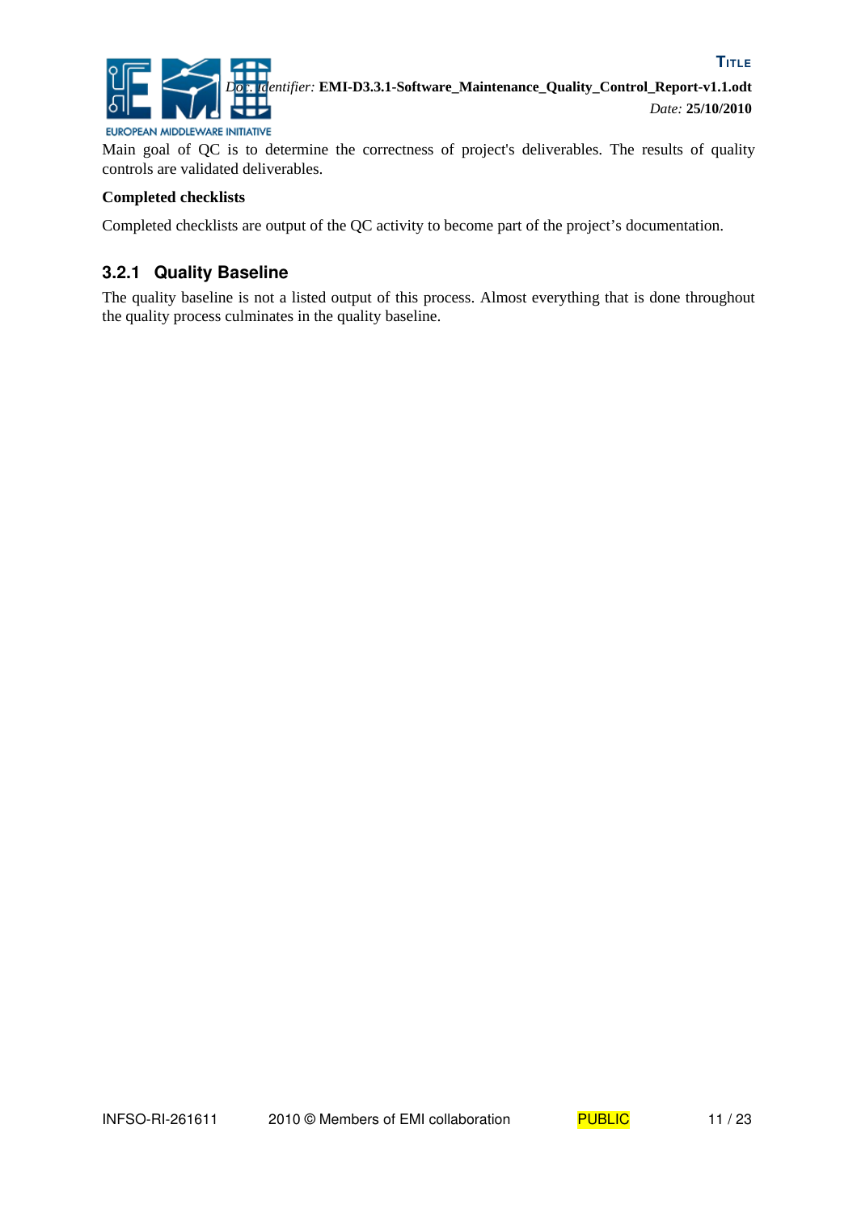Main goal of QC is to determine the correctness of project's deliverables. The results of quality controls are validated deliverables.

**Completed checklists**

Completed checklists are output of the QC activity to become part of the project’s documentation.

### 3.2.1 Quality Baseline

The quality baseline is not a listed output of this process. Almost everything that is done throughout the quality process culminates in the quality baseline.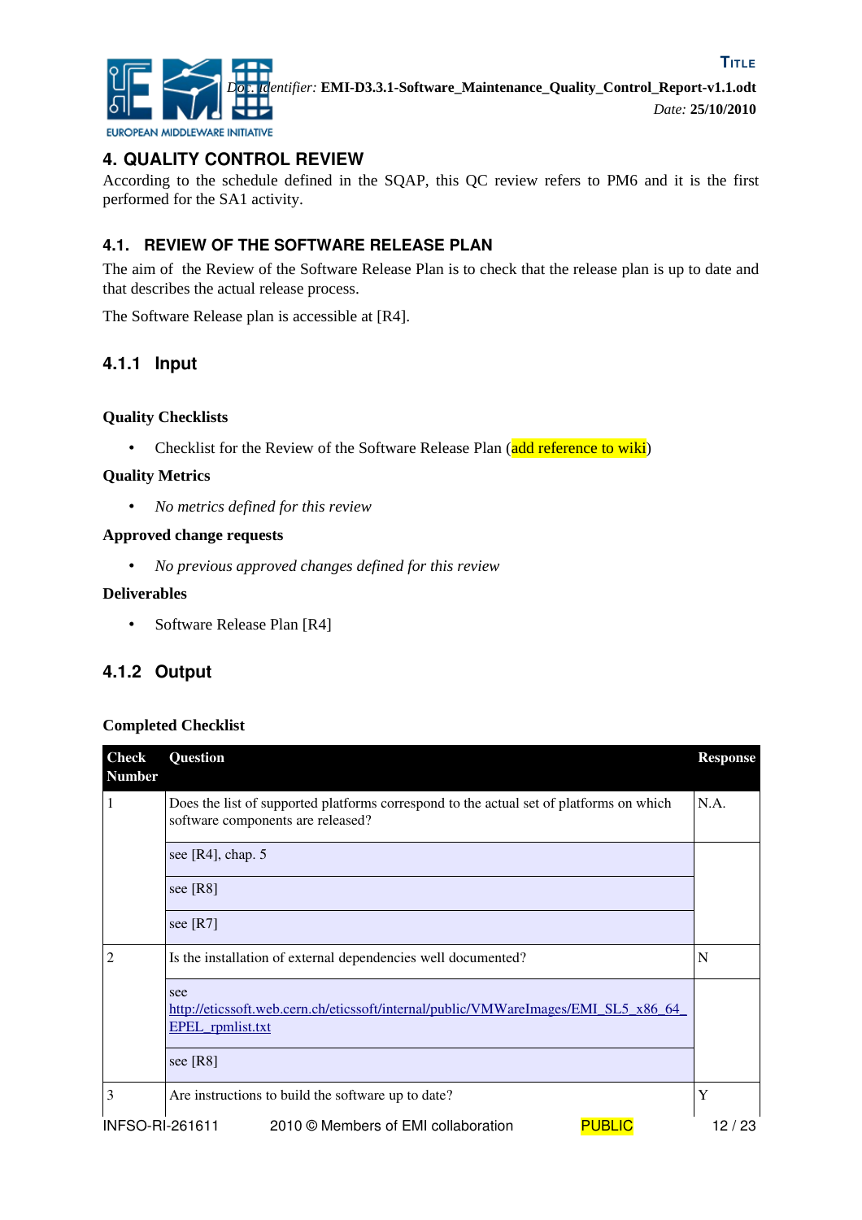## 4. QUALITY CONTROL REVIEW

According to the schedule defined in the SQAP, this QC review refers to PM6 and it is the first performed for the SA1 activity.

### 4.1. REVIEW OF THE SOFTWARE RELEASE PLAN

The aim of the Review of the Software Release Plan is to check that the release plan is up to date and that describes the actual release process.

The Software Release plan is accessible at [R4].

#### 4.1.1 Input

**Quality Checklists**

- Checklist for the Review of the Software Release Plan (add reference to wiki)

**Quality Metrics**

- *No metrics defined for this review*

**Approved change requests**

- *No previous approved changes defined for this review*

**Deliverables**

- Software Release Plan [R4]

#### 4.1.2 Output

**Completed Checklist**

| Check Number | Question | Response |
|---|---|---|
| 1 | Does the list of supported platforms correspond to the actual set of platforms on which software components are released? | N.A. |
| | see [R4], chap. 5 | |
| | see [R8] | |
| | see [R7] | |
| 2 | Is the installation of external dependencies well documented? | N |
| | see http://eticssoft.web.cern.ch/eticssoft/internal/public/VMWareImages/EMI_SL5_x86_64_EPEL_rpmlist.txt | |
| | see [R8] | |
| 3 | Are instructions to build the software up to date? | Y |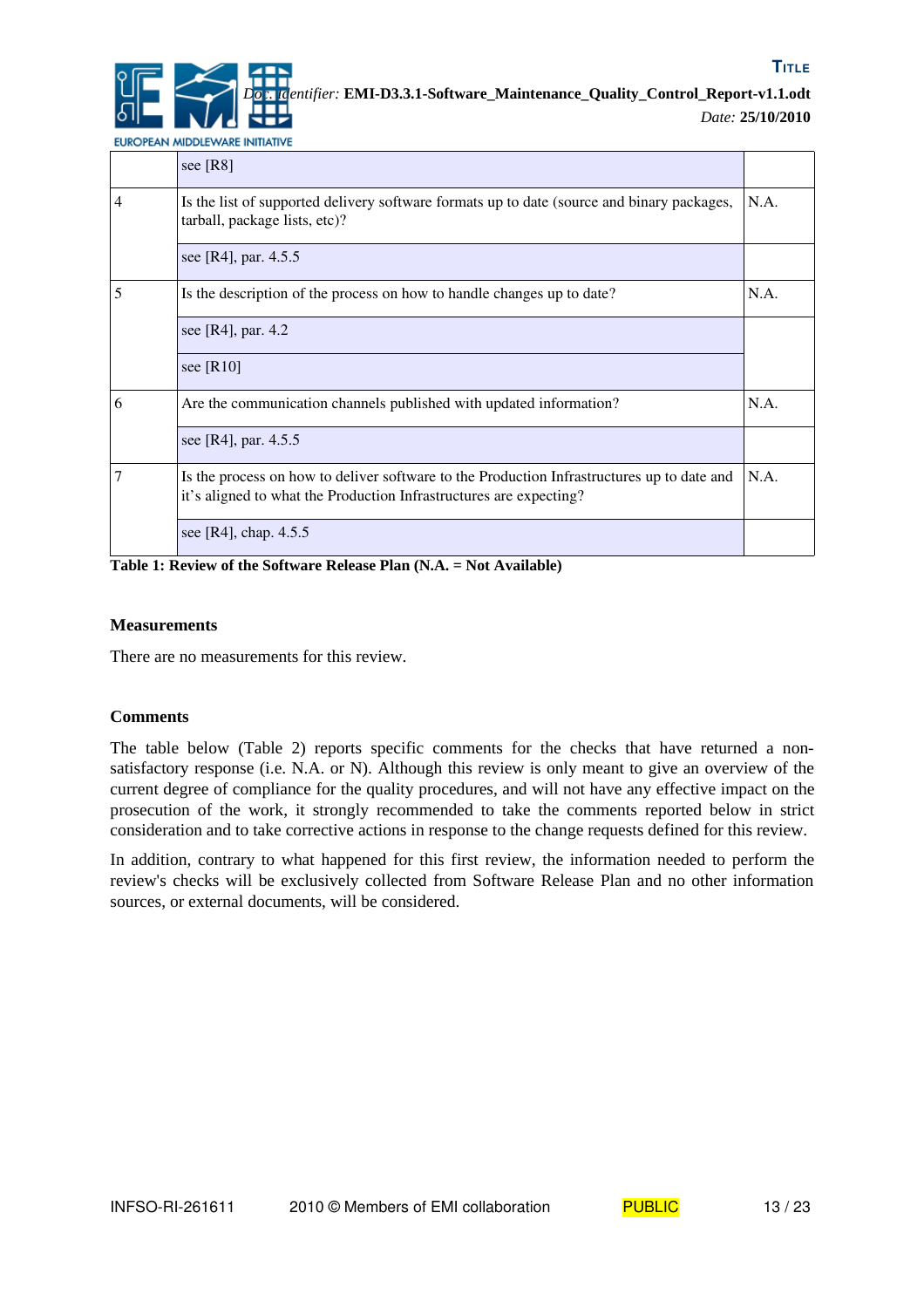| | | |
|---|---|---|
| | see [R8] | |
| 4 | Is the list of supported delivery software formats up to date (source and binary packages, tarball, package lists, etc)? | N.A. |
| | see [R4], par. 4.5.5 | |
| 5 | Is the description of the process on how to handle changes up to date? | N.A. |
| | see [R4], par. 4.2 | |
| | see [R10] | |
| 6 | Are the communication channels published with updated information? | N.A. |
| | see [R4], par. 4.5.5 | |
| 7 | Is the process on how to deliver software to the Production Infrastructures up to date and it's aligned to what the Production Infrastructures are expecting? | N.A. |
| | see [R4], chap. 4.5.5 | |

**Table 1: Review of the Software Release Plan (N.A. = Not Available)**

**Measurements**

There are no measurements for this review.

**Comments**

The table below (Table 2) reports specific comments for the checks that have returned a non-satisfactory response (i.e. N.A. or N). Although this review is only meant to give an overview of the current degree of compliance for the quality procedures, and will not have any effective impact on the prosecution of the work, it strongly recommended to take the comments reported below in strict consideration and to take corrective actions in response to the change requests defined for this review.

In addition, contrary to what happened for this first review, the information needed to perform the review's checks will be exclusively collected from Software Release Plan and no other information sources, or external documents, will be considered.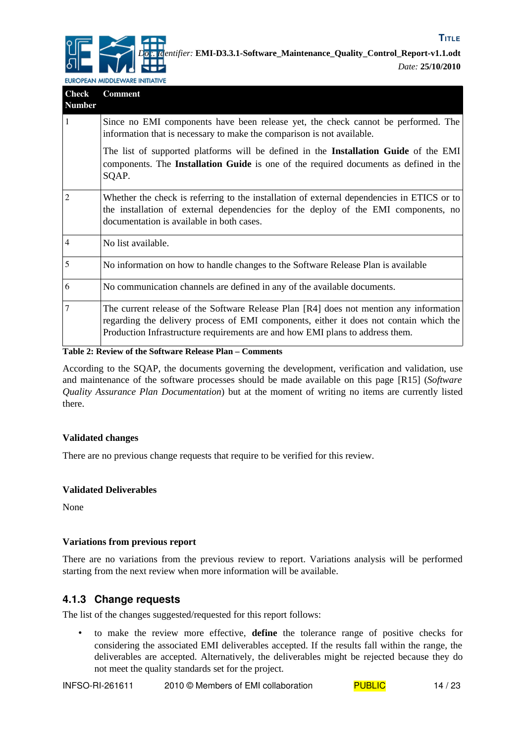| Check Number | Comment |
|---|---|
| 1 | Since no EMI components have been release yet, the check cannot be performed. The information that is necessary to make the comparison is not available.<br><br>The list of supported platforms will be defined in the **Installation Guide** of the EMI components. The **Installation Guide** is one of the required documents as defined in the SQAP. |
| 2 | Whether the check is referring to the installation of external dependencies in ETICS or to the installation of external dependencies for the deploy of the EMI components, no documentation is available in both cases. |
| 4 | No list available. |
| 5 | No information on how to handle changes to the Software Release Plan is available |
| 6 | No communication channels are defined in any of the available documents. |
| 7 | The current release of the Software Release Plan [R4] does not mention any information regarding the delivery process of EMI components, either it does not contain which the Production Infrastructure requirements are and how EMI plans to address them. |

**Table 2: Review of the Software Release Plan – Comments**

According to the SQAP, the documents governing the development, verification and validation, use and maintenance of the software processes should be made available on this page [R15] (*Software Quality Assurance Plan Documentation*) but at the moment of writing no items are currently listed there.

**Validated changes**

There are no previous change requests that require to be verified for this review.

**Validated Deliverables**

None

**Variations from previous report**

There are no variations from the previous review to report. Variations analysis will be performed starting from the next review when more information will be available.

### 4.1.3 Change requests

The list of the changes suggested/requested for this report follows:

- to make the review more effective, **define** the tolerance range of positive checks for considering the associated EMI deliverables accepted. If the results fall within the range, the deliverables are accepted. Alternatively, the deliverables might be rejected because they do not meet the quality standards set for the project.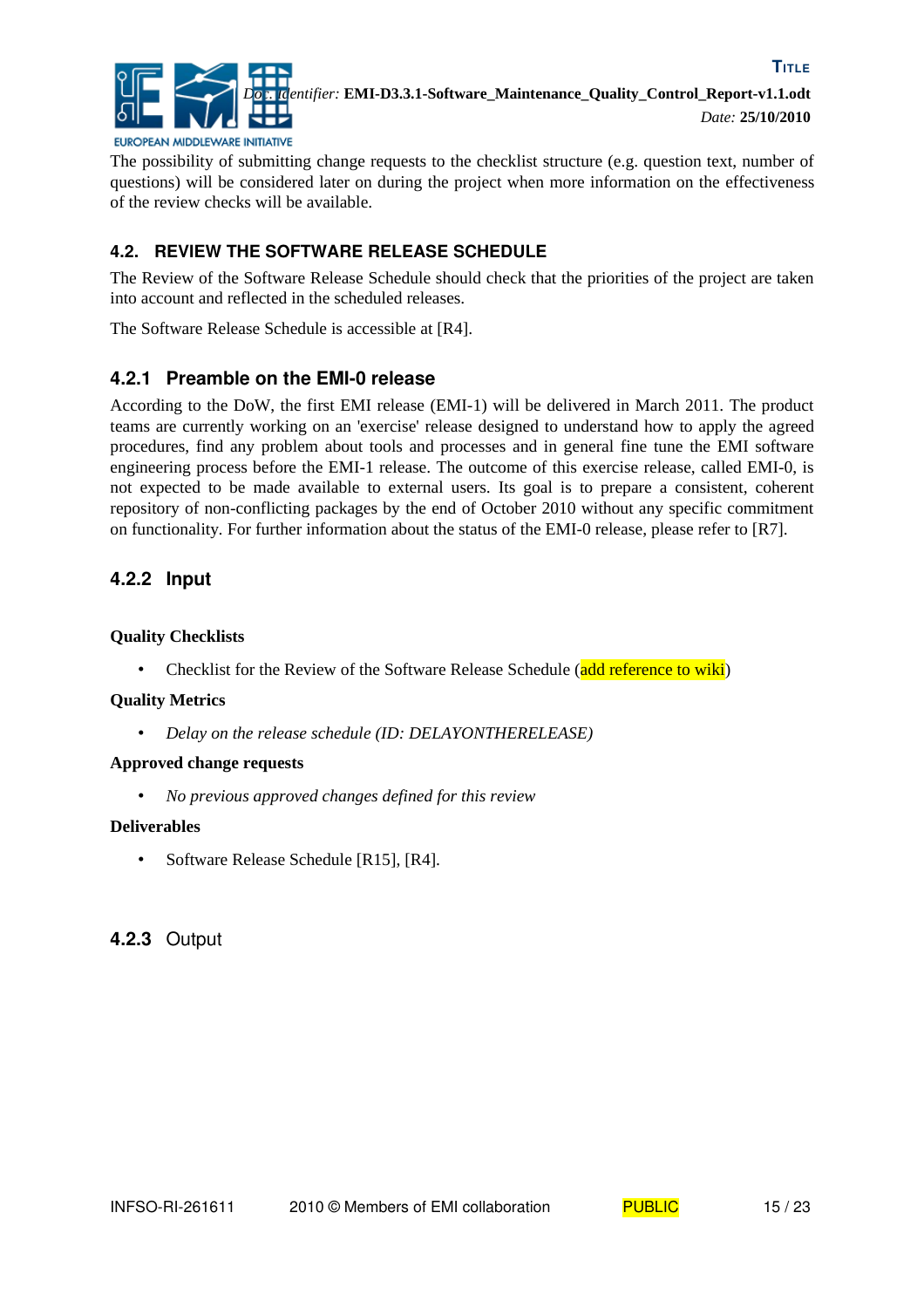The possibility of submitting change requests to the checklist structure (e.g. question text, number of questions) will be considered later on during the project when more information on the effectiveness of the review checks will be available.

## 4.2. REVIEW THE SOFTWARE RELEASE SCHEDULE

The Review of the Software Release Schedule should check that the priorities of the project are taken into account and reflected in the scheduled releases.

The Software Release Schedule is accessible at [R4].

### 4.2.1 Preamble on the EMI-0 release

According to the DoW, the first EMI release (EMI-1) will be delivered in March 2011. The product teams are currently working on an 'exercise' release designed to understand how to apply the agreed procedures, find any problem about tools and processes and in general fine tune the EMI software engineering process before the EMI-1 release. The outcome of this exercise release, called EMI-0, is not expected to be made available to external users. Its goal is to prepare a consistent, coherent repository of non-conflicting packages by the end of October 2010 without any specific commitment on functionality. For further information about the status of the EMI-0 release, please refer to [R7].

### 4.2.2 Input

**Quality Checklists**

- Checklist for the Review of the Software Release Schedule (add reference to wiki)

**Quality Metrics**

- *Delay on the release schedule (ID: DELAYONTHERELEASE)*

**Approved change requests**

- *No previous approved changes defined for this review*

**Deliverables**

- Software Release Schedule [R15], [R4].

### 4.2.3 Output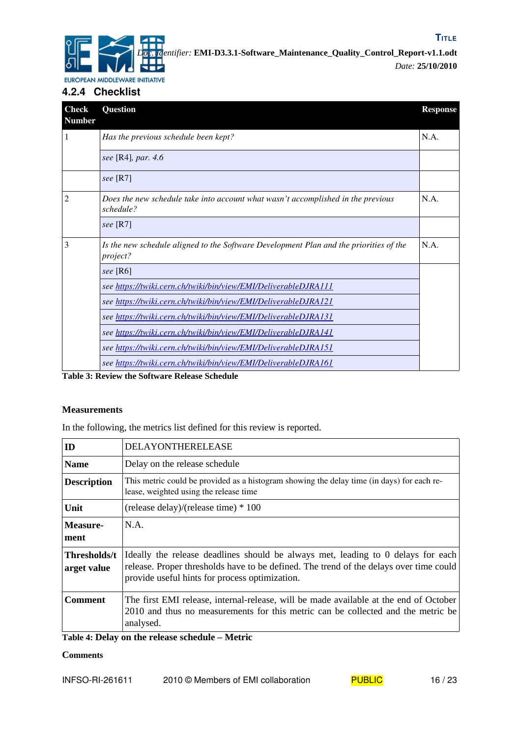### 4.2.4 Checklist

| Check Number | Question | Response |
|---|---|---|
| 1 | *Has the previous schedule been kept?* | N.A. |
| | *see* [R4], *par. 4.6* | |
| | *see* [R7] | |
| 2 | *Does the new schedule take into account what wasn't accomplished in the previous schedule?* | N.A. |
| | *see* [R7] | |
| 3 | *Is the new schedule aligned to the Software Development Plan and the priorities of the project?* | N.A. |
| | *see* [R6] | |
| | *see https://twiki.cern.ch/twiki/bin/view/EMI/DeliverableDJRA111* | |
| | *see https://twiki.cern.ch/twiki/bin/view/EMI/DeliverableDJRA121* | |
| | *see https://twiki.cern.ch/twiki/bin/view/EMI/DeliverableDJRA131* | |
| | *see https://twiki.cern.ch/twiki/bin/view/EMI/DeliverableDJRA141* | |
| | *see https://twiki.cern.ch/twiki/bin/view/EMI/DeliverableDJRA151* | |
| | *see https://twiki.cern.ch/twiki/bin/view/EMI/DeliverableDJRA161* | |

**Table 3: Review the Software Release Schedule**

**Measurements**

In the following, the metrics list defined for this review is reported.

| **ID** | DELAYONTHERELEASE |
|---|---|
| **Name** | Delay on the release schedule |
| **Description** | This metric could be provided as a histogram showing the delay time (in days) for each release, weighted using the release time |
| **Unit** | (release delay)/(release time) * 100 |
| **Measurement** | N.A. |
| **Thresholds/target value** | Ideally the release deadlines should be always met, leading to 0 delays for each release. Proper thresholds have to be defined. The trend of the delays over time could provide useful hints for process optimization. |
| **Comment** | The first EMI release, internal-release, will be made available at the end of October 2010 and thus no measurements for this metric can be collected and the metric be analysed. |

**Table 4: Delay on the release schedule – Metric**

**Comments**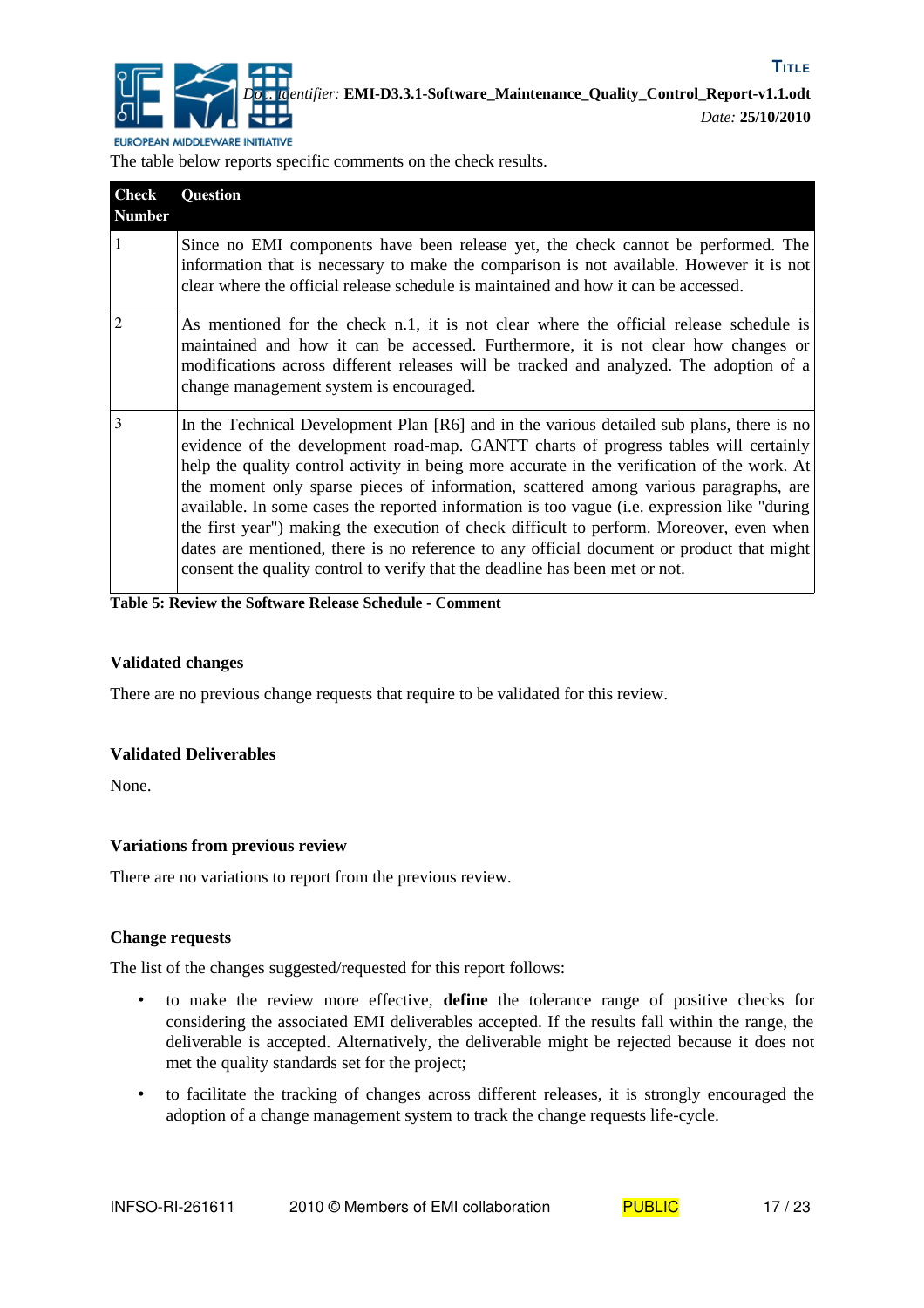The table below reports specific comments on the check results.

| Check Number | Question |
| --- | --- |
| 1 | Since no EMI components have been release yet, the check cannot be performed. The information that is necessary to make the comparison is not available. However it is not clear where the official release schedule is maintained and how it can be accessed. |
| 2 | As mentioned for the check n.1, it is not clear where the official release schedule is maintained and how it can be accessed. Furthermore, it is not clear how changes or modifications across different releases will be tracked and analyzed. The adoption of a change management system is encouraged. |
| 3 | In the Technical Development Plan [R6] and in the various detailed sub plans, there is no evidence of the development road-map. GANTT charts of progress tables will certainly help the quality control activity in being more accurate in the verification of the work. At the moment only sparse pieces of information, scattered among various paragraphs, are available. In some cases the reported information is too vague (i.e. expression like "during the first year") making the execution of check difficult to perform. Moreover, even when dates are mentioned, there is no reference to any official document or product that might consent the quality control to verify that the deadline has been met or not. |

**Table 5: Review the Software Release Schedule - Comment**

**Validated changes**

There are no previous change requests that require to be validated for this review.

**Validated Deliverables**

None.

**Variations from previous review**

There are no variations to report from the previous review.

**Change requests**

The list of the changes suggested/requested for this report follows:

- to make the review more effective, **define** the tolerance range of positive checks for considering the associated EMI deliverables accepted. If the results fall within the range, the deliverable is accepted. Alternatively, the deliverable might be rejected because it does not met the quality standards set for the project;
- to facilitate the tracking of changes across different releases, it is strongly encouraged the adoption of a change management system to track the change requests life-cycle.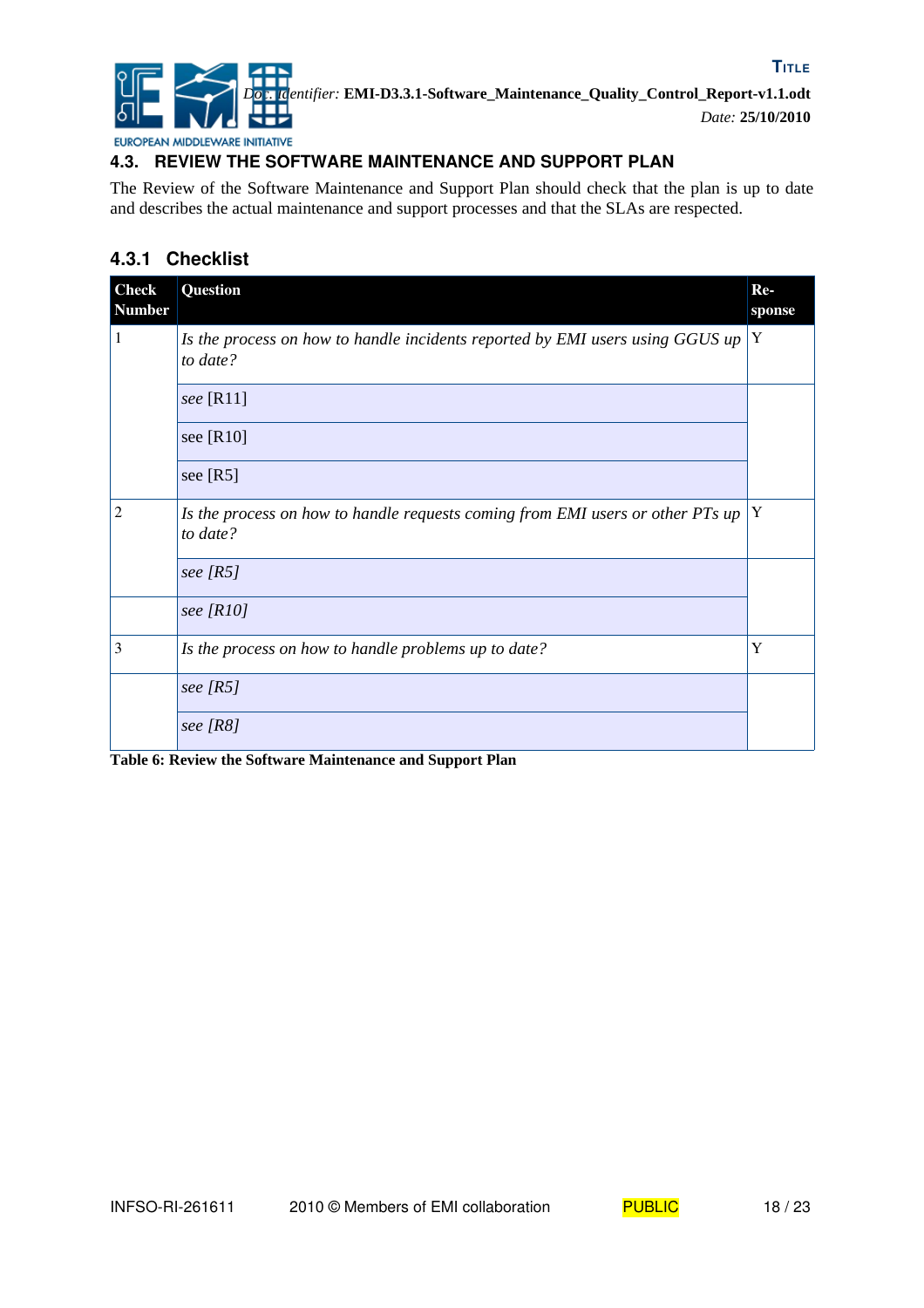## 4.3. REVIEW THE SOFTWARE MAINTENANCE AND SUPPORT PLAN

The Review of the Software Maintenance and Support Plan should check that the plan is up to date and describes the actual maintenance and support processes and that the SLAs are respected.

### 4.3.1 Checklist

| Check Number | Question | Re-sponse |
|---|---|---|
| 1 | *Is the process on how to handle incidents reported by EMI users using GGUS up to date?* | Y |
| | *see* [R11] | |
| | see [R10] | |
| | see [R5] | |
| 2 | *Is the process on how to handle requests coming from EMI users or other PTs up to date?* | Y |
| | *see [R5]* | |
| | *see [R10]* | |
| 3 | *Is the process on how to handle problems up to date?* | Y |
| | *see [R5]* | |
| | *see [R8]* | |

**Table 6: Review the Software Maintenance and Support Plan**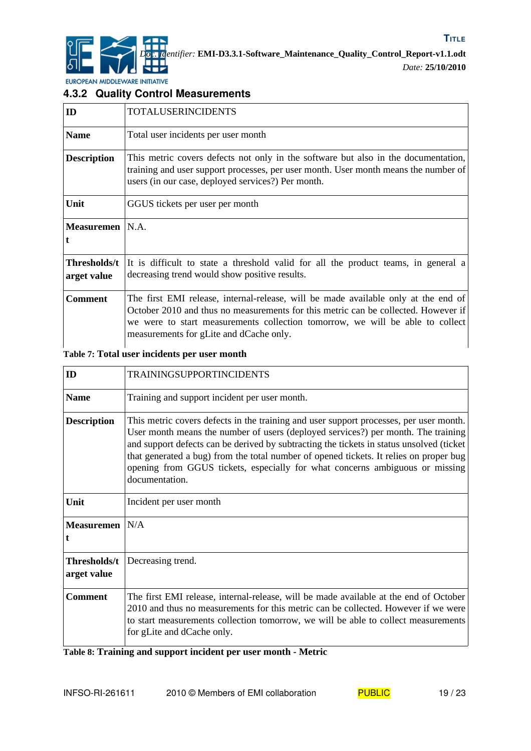### 4.3.2 Quality Control Measurements

| **ID** | TOTALUSERINCIDENTS |
|---|---|
| **Name** | Total user incidents per user month |
| **Description** | This metric covers defects not only in the software but also in the documentation, training and user support processes, per user month. User month means the number of users (in our case, deployed services?) Per month. |
| **Unit** | GGUS tickets per user per month |
| **Measurement** | N.A. |
| **Thresholds/target value** | It is difficult to state a threshold valid for all the product teams, in general a decreasing trend would show positive results. |
| **Comment** | The first EMI release, internal-release, will be made available only at the end of October 2010 and thus no measurements for this metric can be collected. However if we were to start measurements collection tomorrow, we will be able to collect measurements for gLite and dCache only. |

**Table 7: Total user incidents per user month**

| **ID** | TRAININGSUPPORTINCIDENTS |
|---|---|
| **Name** | Training and support incident per user month. |
| **Description** | This metric covers defects in the training and user support processes, per user month. User month means the number of users (deployed services?) per month. The training and support defects can be derived by subtracting the tickets in status unsolved (ticket that generated a bug) from the total number of opened tickets. It relies on proper bug opening from GGUS tickets, especially for what concerns ambiguous or missing documentation. |
| **Unit** | Incident per user month |
| **Measurement** | N/A |
| **Thresholds/target value** | Decreasing trend. |
| **Comment** | The first EMI release, internal-release, will be made available at the end of October 2010 and thus no measurements for this metric can be collected. However if we were to start measurements collection tomorrow, we will be able to collect measurements for gLite and dCache only. |

**Table 8: Training and support incident per user month - Metric**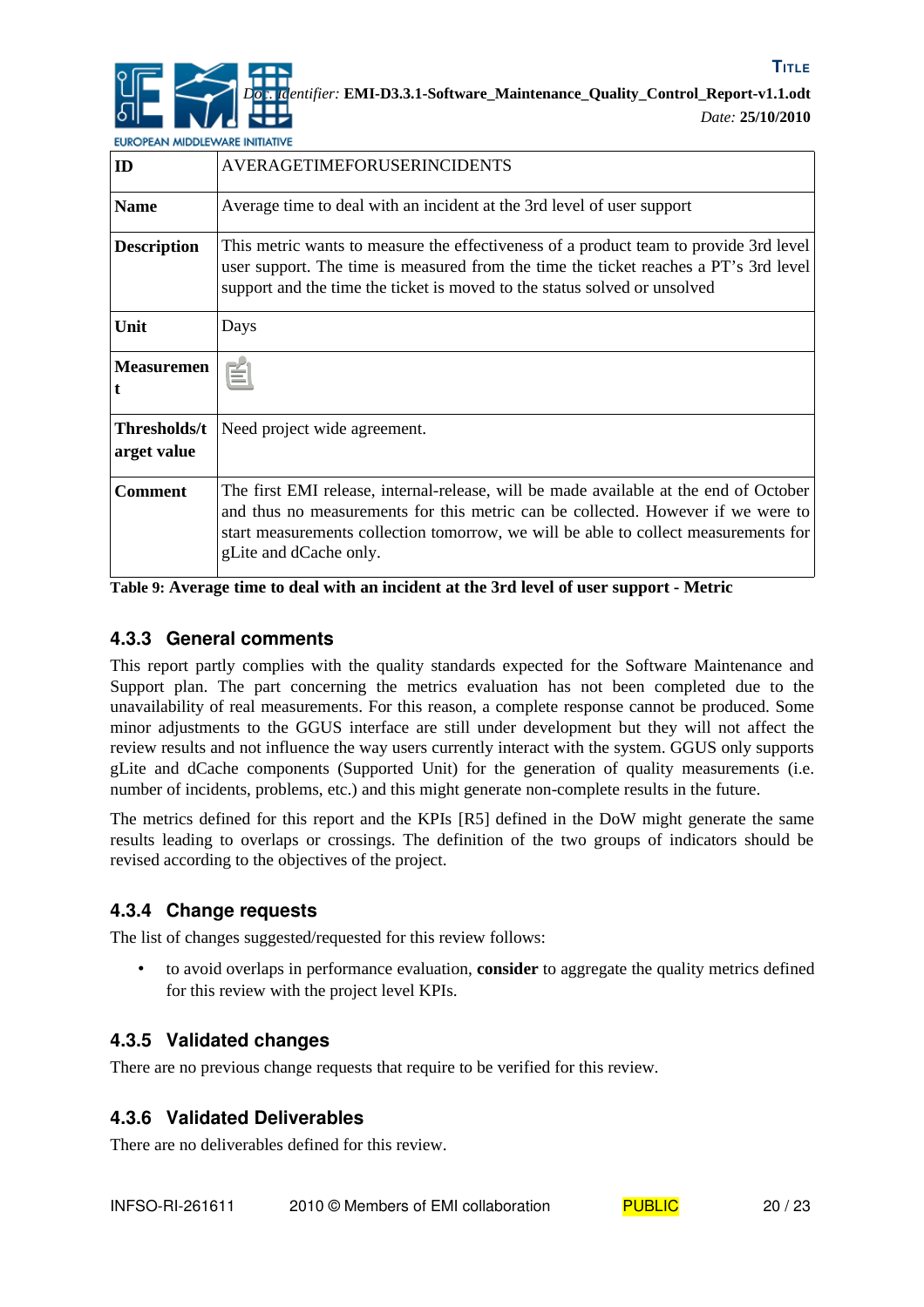| ID | AVERAGETIMEFORUSERINCIDENTS |
|---|---|
| Name | Average time to deal with an incident at the 3rd level of user support |
| Description | This metric wants to measure the effectiveness of a product team to provide 3rd level user support. The time is measured from the time the ticket reaches a PT's 3rd level support and the time the ticket is moved to the status solved or unsolved |
| Unit | Days |
| Measurement | |
| Thresholds/target value | Need project wide agreement. |
| Comment | The first EMI release, internal-release, will be made available at the end of October and thus no measurements for this metric can be collected. However if we were to start measurements collection tomorrow, we will be able to collect measurements for gLite and dCache only. |

**Table 9: Average time to deal with an incident at the 3rd level of user support - Metric**

### 4.3.3 General comments

This report partly complies with the quality standards expected for the Software Maintenance and Support plan. The part concerning the metrics evaluation has not been completed due to the unavailability of real measurements. For this reason, a complete response cannot be produced. Some minor adjustments to the GGUS interface are still under development but they will not affect the review results and not influence the way users currently interact with the system. GGUS only supports gLite and dCache components (Supported Unit) for the generation of quality measurements (i.e. number of incidents, problems, etc.) and this might generate non-complete results in the future.

The metrics defined for this report and the KPIs [R5] defined in the DoW might generate the same results leading to overlaps or crossings. The definition of the two groups of indicators should be revised according to the objectives of the project.

### 4.3.4 Change requests

The list of changes suggested/requested for this review follows:

- to avoid overlaps in performance evaluation, **consider** to aggregate the quality metrics defined for this review with the project level KPIs.

### 4.3.5 Validated changes

There are no previous change requests that require to be verified for this review.

### 4.3.6 Validated Deliverables

There are no deliverables defined for this review.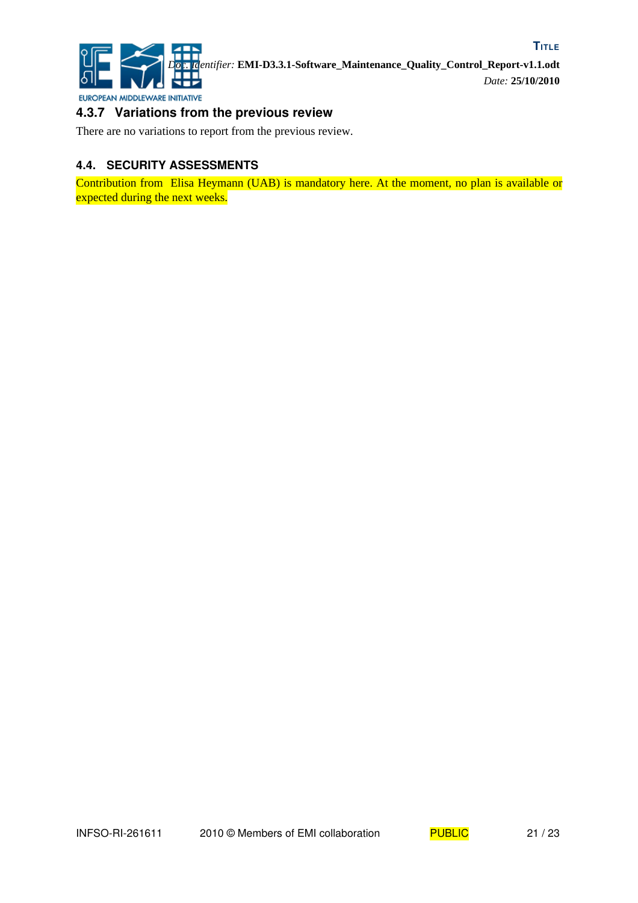### 4.3.7 Variations from the previous review

There are no variations to report from the previous review.

## 4.4. SECURITY ASSESSMENTS

Contribution from Elisa Heymann (UAB) is mandatory here. At the moment, no plan is available or expected during the next weeks.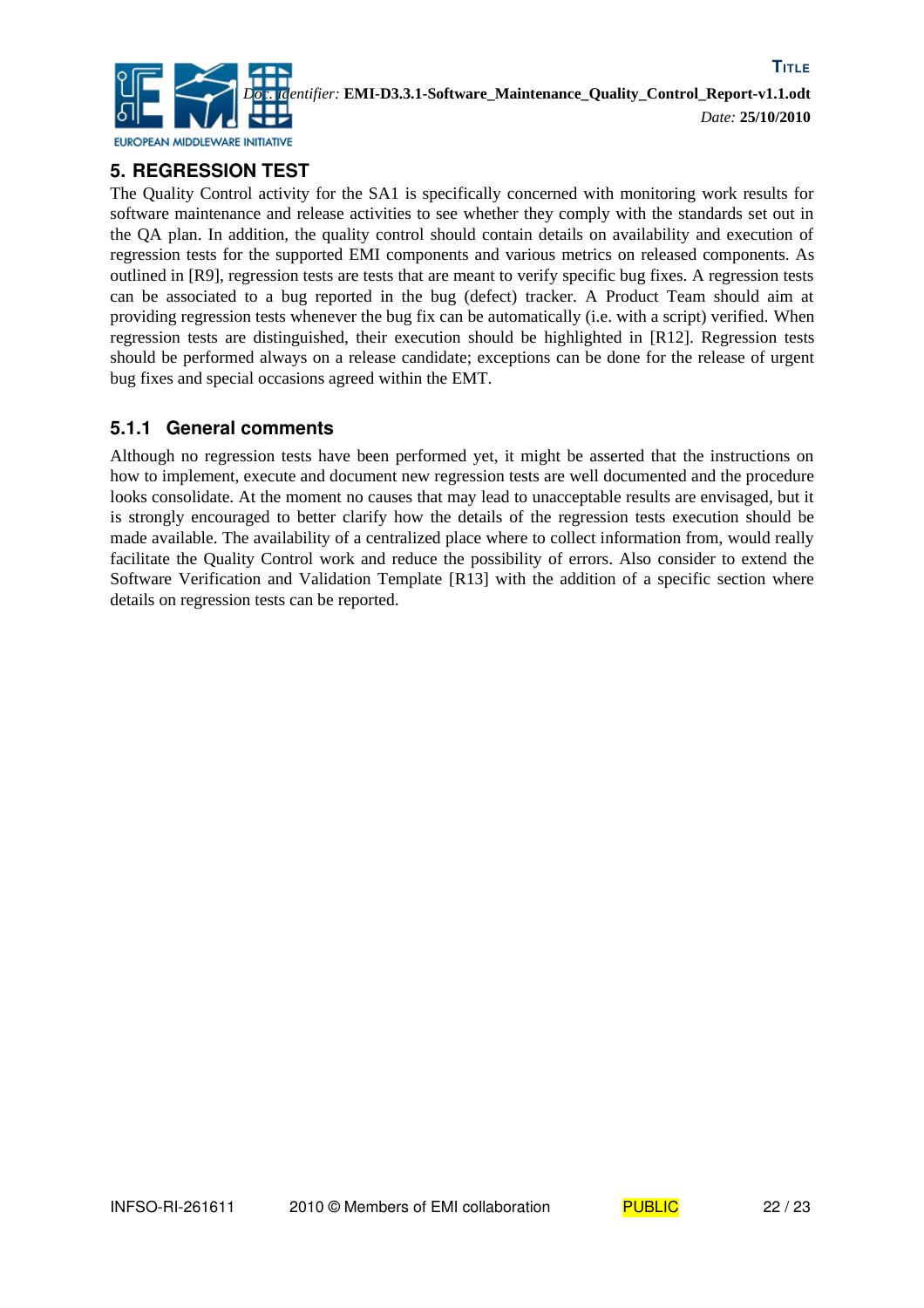# 5. REGRESSION TEST

The Quality Control activity for the SA1 is specifically concerned with monitoring work results for software maintenance and release activities to see whether they comply with the standards set out in the QA plan. In addition, the quality control should contain details on availability and execution of regression tests for the supported EMI components and various metrics on released components. As outlined in [R9], regression tests are tests that are meant to verify specific bug fixes. A regression tests can be associated to a bug reported in the bug (defect) tracker. A Product Team should aim at providing regression tests whenever the bug fix can be automatically (i.e. with a script) verified. When regression tests are distinguished, their execution should be highlighted in [R12]. Regression tests should be performed always on a release candidate; exceptions can be done for the release of urgent bug fixes and special occasions agreed within the EMT.

### 5.1.1 General comments

Although no regression tests have been performed yet, it might be asserted that the instructions on how to implement, execute and document new regression tests are well documented and the procedure looks consolidate. At the moment no causes that may lead to unacceptable results are envisaged, but it is strongly encouraged to better clarify how the details of the regression tests execution should be made available. The availability of a centralized place where to collect information from, would really facilitate the Quality Control work and reduce the possibility of errors. Also consider to extend the Software Verification and Validation Template [R13] with the addition of a specific section where details on regression tests can be reported.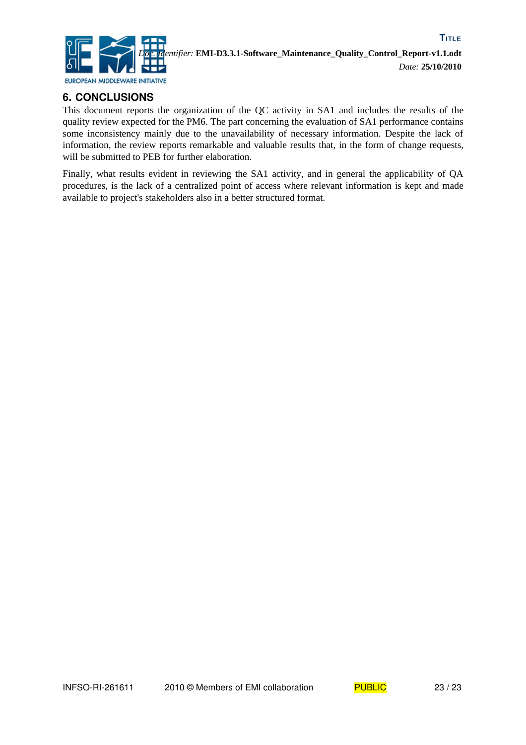# 6. CONCLUSIONS

This document reports the organization of the QC activity in SA1 and includes the results of the quality review expected for the PM6. The part concerning the evaluation of SA1 performance contains some inconsistency mainly due to the unavailability of necessary information. Despite the lack of information, the review reports remarkable and valuable results that, in the form of change requests, will be submitted to PEB for further elaboration.

Finally, what results evident in reviewing the SA1 activity, and in general the applicability of QA procedures, is the lack of a centralized point of access where relevant information is kept and made available to project's stakeholders also in a better structured format.